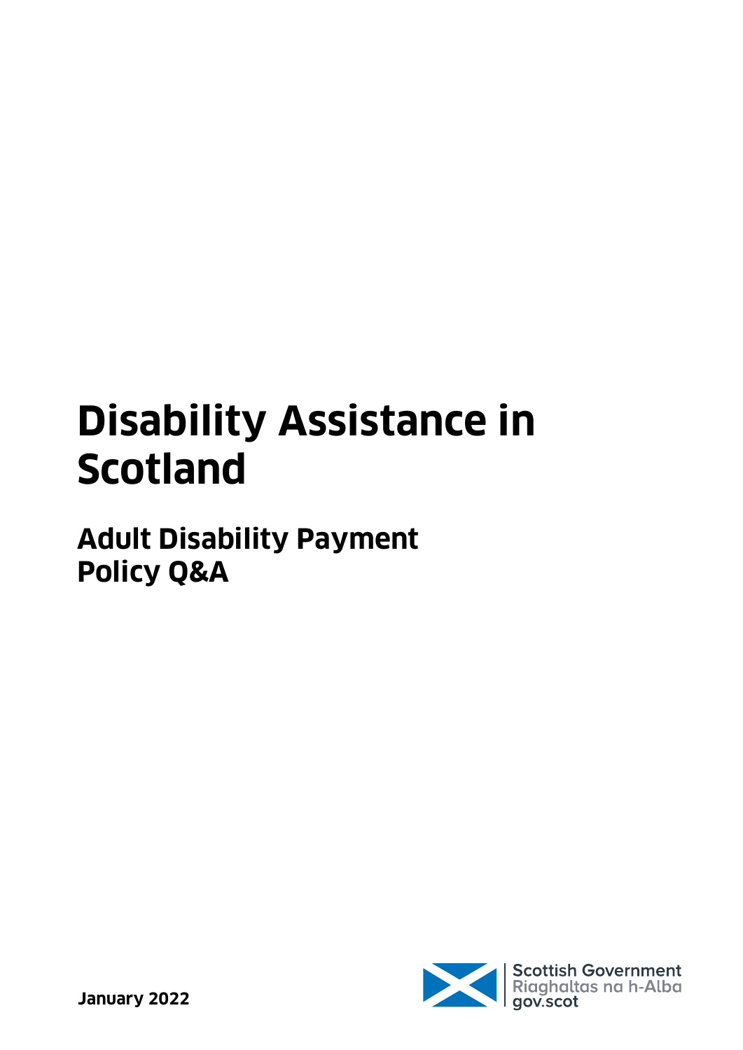# Disability Assistance in Scotland

## Adult Disability Payment Policy Q&A

**January 2022**

Scottish Government
Riaghaltas na h-Alba
gov.scot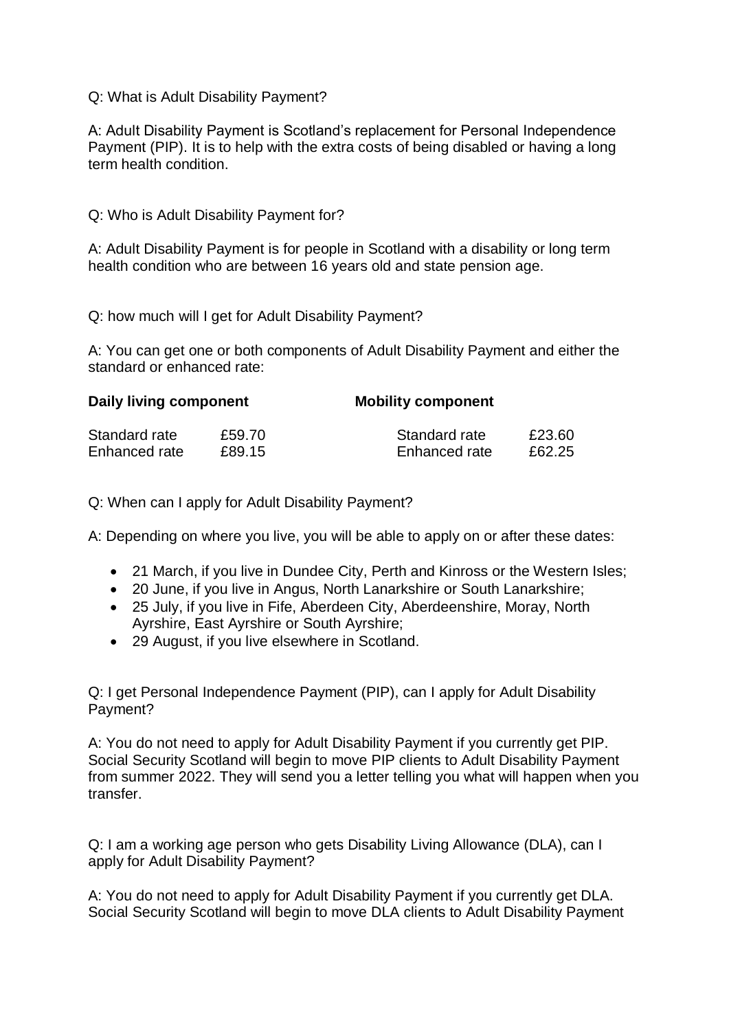Q: What is Adult Disability Payment?

A: Adult Disability Payment is Scotland's replacement for Personal Independence Payment (PIP). It is to help with the extra costs of being disabled or having a long term health condition.

Q: Who is Adult Disability Payment for?

A: Adult Disability Payment is for people in Scotland with a disability or long term health condition who are between 16 years old and state pension age.

Q: how much will I get for Adult Disability Payment?

A: You can get one or both components of Adult Disability Payment and either the standard or enhanced rate:

| **Daily living component** | | **Mobility component** | |
|---|---|---|---|
| Standard rate | £59.70 | Standard rate | £23.60 |
| Enhanced rate | £89.15 | Enhanced rate | £62.25 |

Q: When can I apply for Adult Disability Payment?

A: Depending on where you live, you will be able to apply on or after these dates:

- 21 March, if you live in Dundee City, Perth and Kinross or the Western Isles;
- 20 June, if you live in Angus, North Lanarkshire or South Lanarkshire;
- 25 July, if you live in Fife, Aberdeen City, Aberdeenshire, Moray, North Ayrshire, East Ayrshire or South Ayrshire;
- 29 August, if you live elsewhere in Scotland.

Q: I get Personal Independence Payment (PIP), can I apply for Adult Disability Payment?

A: You do not need to apply for Adult Disability Payment if you currently get PIP. Social Security Scotland will begin to move PIP clients to Adult Disability Payment from summer 2022. They will send you a letter telling you what will happen when you transfer.

Q: I am a working age person who gets Disability Living Allowance (DLA), can I apply for Adult Disability Payment?

A: You do not need to apply for Adult Disability Payment if you currently get DLA. Social Security Scotland will begin to move DLA clients to Adult Disability Payment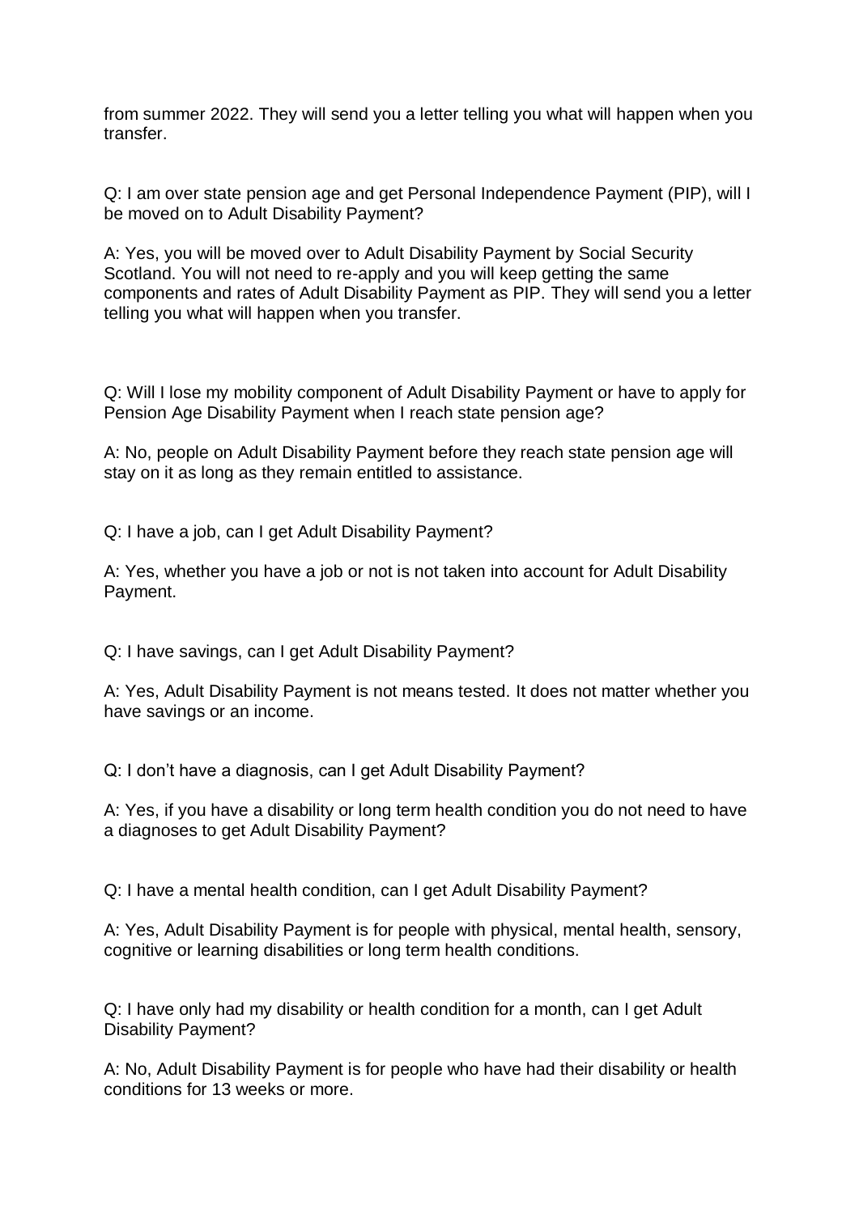from summer 2022. They will send you a letter telling you what will happen when you transfer.

Q: I am over state pension age and get Personal Independence Payment (PIP), will I be moved on to Adult Disability Payment?

A: Yes, you will be moved over to Adult Disability Payment by Social Security Scotland. You will not need to re-apply and you will keep getting the same components and rates of Adult Disability Payment as PIP. They will send you a letter telling you what will happen when you transfer.

Q: Will I lose my mobility component of Adult Disability Payment or have to apply for Pension Age Disability Payment when I reach state pension age?

A: No, people on Adult Disability Payment before they reach state pension age will stay on it as long as they remain entitled to assistance.

Q: I have a job, can I get Adult Disability Payment?

A: Yes, whether you have a job or not is not taken into account for Adult Disability Payment.

Q: I have savings, can I get Adult Disability Payment?

A: Yes, Adult Disability Payment is not means tested. It does not matter whether you have savings or an income.

Q: I don't have a diagnosis, can I get Adult Disability Payment?

A: Yes, if you have a disability or long term health condition you do not need to have a diagnoses to get Adult Disability Payment?

Q: I have a mental health condition, can I get Adult Disability Payment?

A: Yes, Adult Disability Payment is for people with physical, mental health, sensory, cognitive or learning disabilities or long term health conditions.

Q: I have only had my disability or health condition for a month, can I get Adult Disability Payment?

A: No, Adult Disability Payment is for people who have had their disability or health conditions for 13 weeks or more.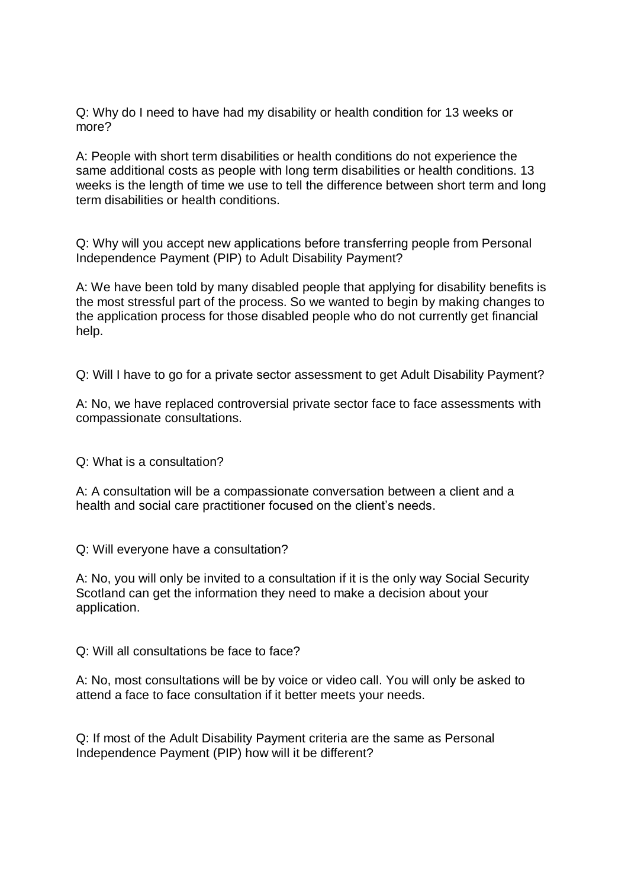Q: Why do I need to have had my disability or health condition for 13 weeks or more?

A: People with short term disabilities or health conditions do not experience the same additional costs as people with long term disabilities or health conditions. 13 weeks is the length of time we use to tell the difference between short term and long term disabilities or health conditions.

Q: Why will you accept new applications before transferring people from Personal Independence Payment (PIP) to Adult Disability Payment?

A: We have been told by many disabled people that applying for disability benefits is the most stressful part of the process. So we wanted to begin by making changes to the application process for those disabled people who do not currently get financial help.

Q: Will I have to go for a private sector assessment to get Adult Disability Payment?

A: No, we have replaced controversial private sector face to face assessments with compassionate consultations.

Q: What is a consultation?

A: A consultation will be a compassionate conversation between a client and a health and social care practitioner focused on the client's needs.

Q: Will everyone have a consultation?

A: No, you will only be invited to a consultation if it is the only way Social Security Scotland can get the information they need to make a decision about your application.

Q: Will all consultations be face to face?

A: No, most consultations will be by voice or video call. You will only be asked to attend a face to face consultation if it better meets your needs.

Q: If most of the Adult Disability Payment criteria are the same as Personal Independence Payment (PIP) how will it be different?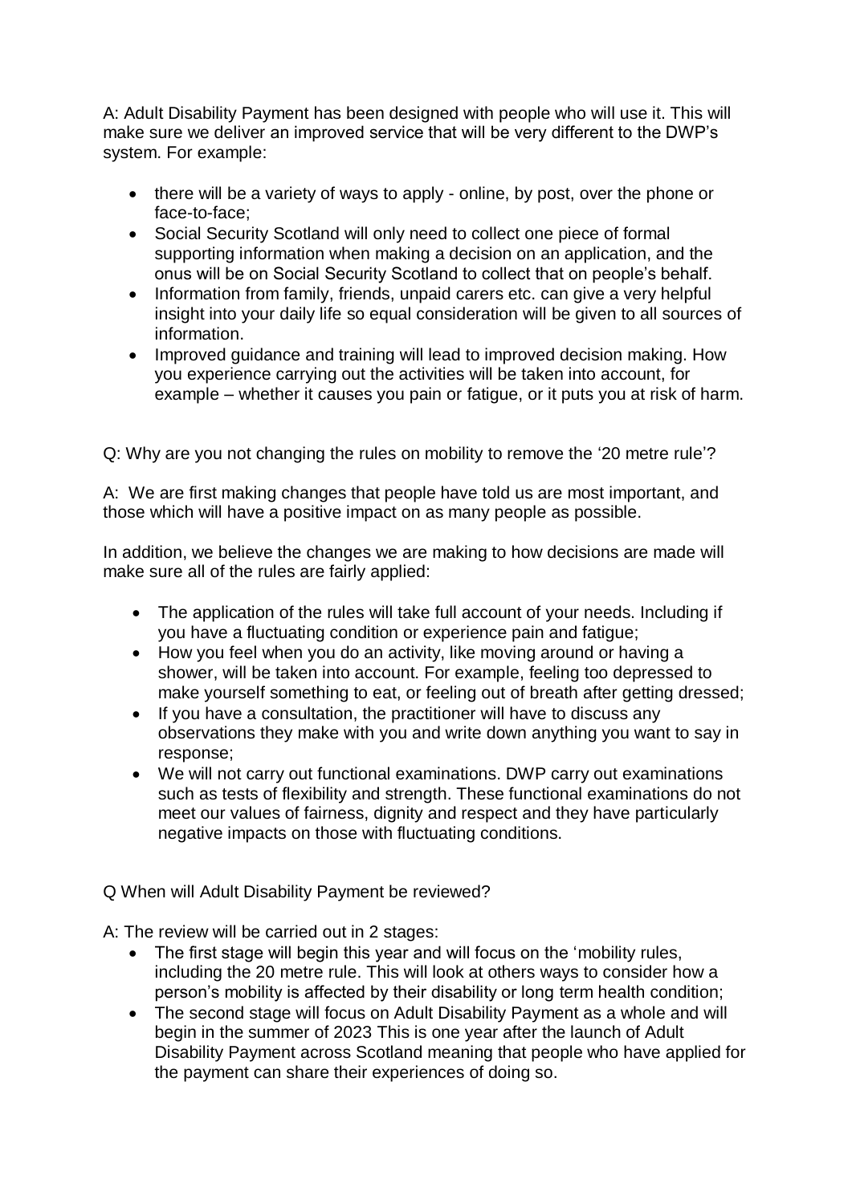A: Adult Disability Payment has been designed with people who will use it. This will make sure we deliver an improved service that will be very different to the DWP's system. For example:

- there will be a variety of ways to apply - online, by post, over the phone or face-to-face;
- Social Security Scotland will only need to collect one piece of formal supporting information when making a decision on an application, and the onus will be on Social Security Scotland to collect that on people's behalf.
- Information from family, friends, unpaid carers etc. can give a very helpful insight into your daily life so equal consideration will be given to all sources of information.
- Improved guidance and training will lead to improved decision making. How you experience carrying out the activities will be taken into account, for example – whether it causes you pain or fatigue, or it puts you at risk of harm.

Q: Why are you not changing the rules on mobility to remove the '20 metre rule'?

A: We are first making changes that people have told us are most important, and those which will have a positive impact on as many people as possible.

In addition, we believe the changes we are making to how decisions are made will make sure all of the rules are fairly applied:

- The application of the rules will take full account of your needs. Including if you have a fluctuating condition or experience pain and fatigue;
- How you feel when you do an activity, like moving around or having a shower, will be taken into account. For example, feeling too depressed to make yourself something to eat, or feeling out of breath after getting dressed;
- If you have a consultation, the practitioner will have to discuss any observations they make with you and write down anything you want to say in response;
- We will not carry out functional examinations. DWP carry out examinations such as tests of flexibility and strength. These functional examinations do not meet our values of fairness, dignity and respect and they have particularly negative impacts on those with fluctuating conditions.

Q When will Adult Disability Payment be reviewed?

A: The review will be carried out in 2 stages:

- The first stage will begin this year and will focus on the 'mobility rules, including the 20 metre rule. This will look at others ways to consider how a person's mobility is affected by their disability or long term health condition;
- The second stage will focus on Adult Disability Payment as a whole and will begin in the summer of 2023 This is one year after the launch of Adult Disability Payment across Scotland meaning that people who have applied for the payment can share their experiences of doing so.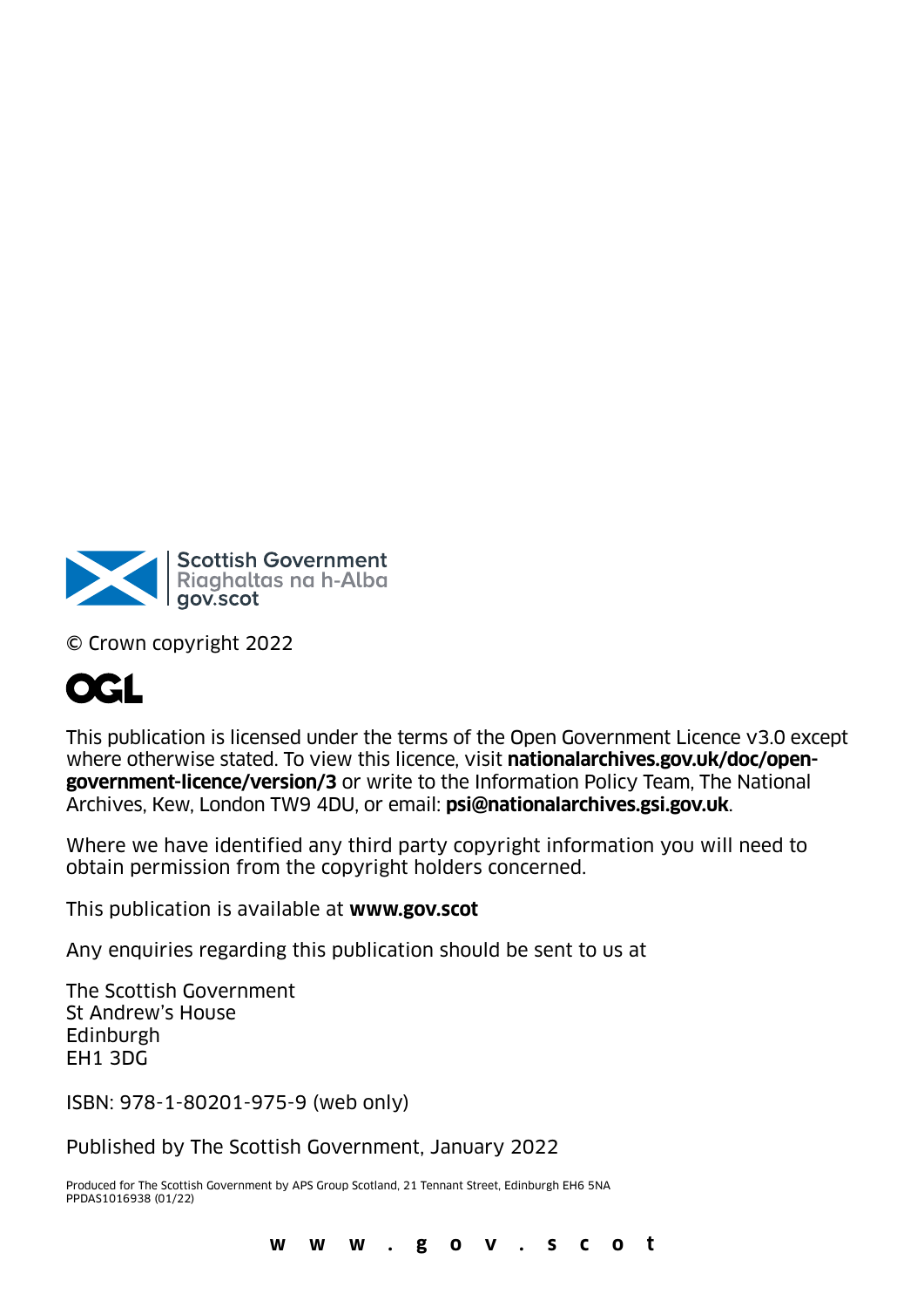Scottish Government
Riaghaltas na h-Alba
gov.scot

© Crown copyright 2022

OGL

This publication is licensed under the terms of the Open Government Licence v3.0 except where otherwise stated. To view this licence, visit **nationalarchives.gov.uk/doc/open-government-licence/version/3** or write to the Information Policy Team, The National Archives, Kew, London TW9 4DU, or email: **psi@nationalarchives.gsi.gov.uk**.

Where we have identified any third party copyright information you will need to obtain permission from the copyright holders concerned.

This publication is available at **www.gov.scot**

Any enquiries regarding this publication should be sent to us at

The Scottish Government
St Andrew's House
Edinburgh
EH1 3DG

ISBN: 978-1-80201-975-9 (web only)

Published by The Scottish Government, January 2022

Produced for The Scottish Government by APS Group Scotland, 21 Tennant Street, Edinburgh EH6 5NA
PPDAS1016938 (01/22)

**w w w . g o v . s c o t**